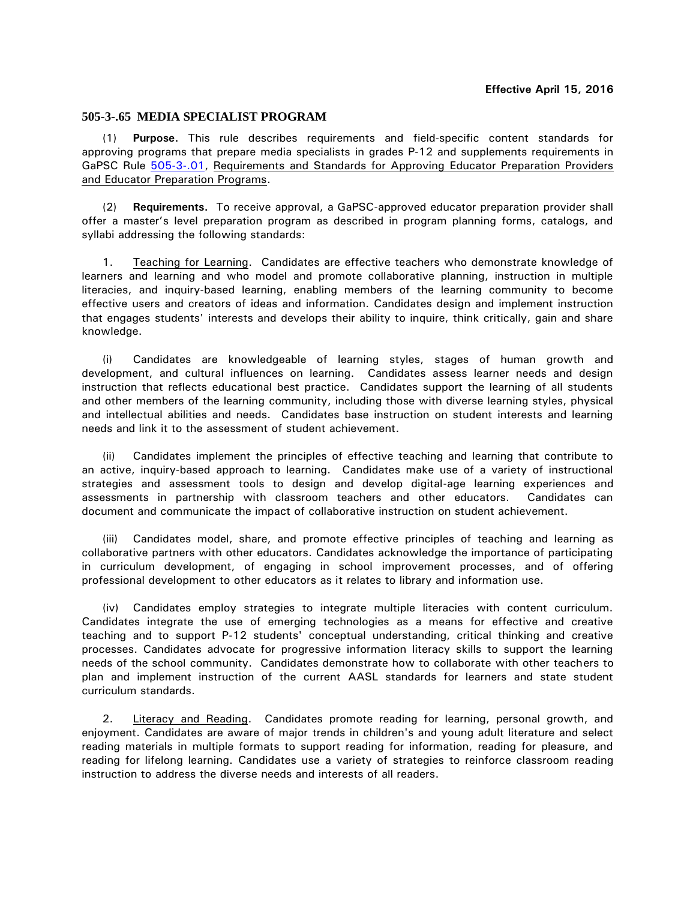**Effective April 15, 2016**

## 505-3-.65 MEDIA SPECIALIST PROGRAM

(1) **Purpose.** This rule describes requirements and field-specific content standards for approving programs that prepare media specialists in grades P-12 and supplements requirements in GaPSC Rule 505-3-.01, Requirements and Standards for Approving Educator Preparation Providers and Educator Preparation Programs.

(2) **Requirements.** To receive approval, a GaPSC-approved educator preparation provider shall offer a master's level preparation program as described in program planning forms, catalogs, and syllabi addressing the following standards:

1. Teaching for Learning. Candidates are effective teachers who demonstrate knowledge of learners and learning and who model and promote collaborative planning, instruction in multiple literacies, and inquiry-based learning, enabling members of the learning community to become effective users and creators of ideas and information. Candidates design and implement instruction that engages students' interests and develops their ability to inquire, think critically, gain and share knowledge.

(i) Candidates are knowledgeable of learning styles, stages of human growth and development, and cultural influences on learning. Candidates assess learner needs and design instruction that reflects educational best practice. Candidates support the learning of all students and other members of the learning community, including those with diverse learning styles, physical and intellectual abilities and needs. Candidates base instruction on student interests and learning needs and link it to the assessment of student achievement.

(ii) Candidates implement the principles of effective teaching and learning that contribute to an active, inquiry-based approach to learning. Candidates make use of a variety of instructional strategies and assessment tools to design and develop digital-age learning experiences and assessments in partnership with classroom teachers and other educators. Candidates can document and communicate the impact of collaborative instruction on student achievement.

(iii) Candidates model, share, and promote effective principles of teaching and learning as collaborative partners with other educators. Candidates acknowledge the importance of participating in curriculum development, of engaging in school improvement processes, and of offering professional development to other educators as it relates to library and information use.

(iv) Candidates employ strategies to integrate multiple literacies with content curriculum. Candidates integrate the use of emerging technologies as a means for effective and creative teaching and to support P-12 students' conceptual understanding, critical thinking and creative processes. Candidates advocate for progressive information literacy skills to support the learning needs of the school community. Candidates demonstrate how to collaborate with other teachers to plan and implement instruction of the current AASL standards for learners and state student curriculum standards.

2. Literacy and Reading. Candidates promote reading for learning, personal growth, and enjoyment. Candidates are aware of major trends in children's and young adult literature and select reading materials in multiple formats to support reading for information, reading for pleasure, and reading for lifelong learning. Candidates use a variety of strategies to reinforce classroom reading instruction to address the diverse needs and interests of all readers.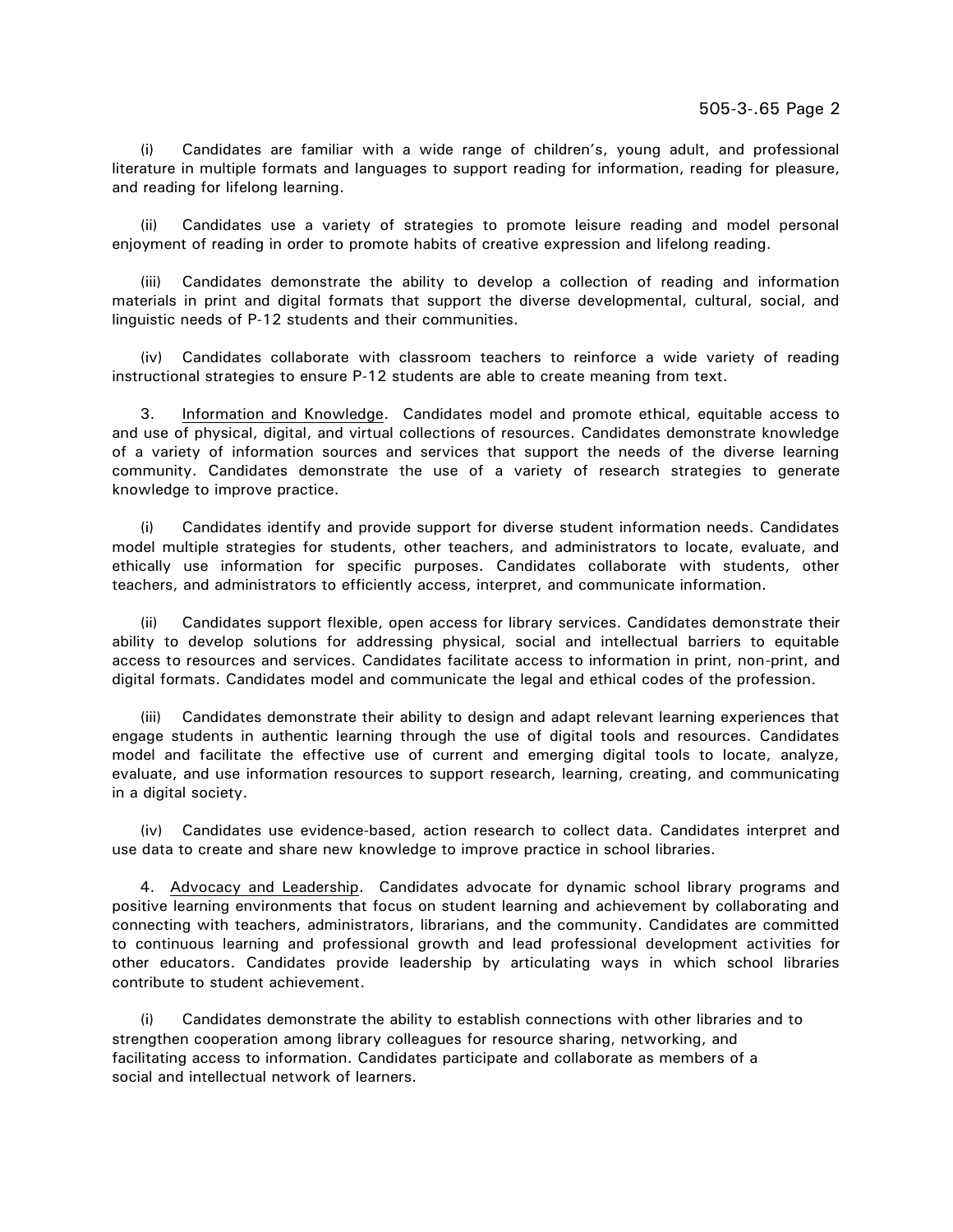(i) Candidates are familiar with a wide range of children's, young adult, and professional literature in multiple formats and languages to support reading for information, reading for pleasure, and reading for lifelong learning.

(ii) Candidates use a variety of strategies to promote leisure reading and model personal enjoyment of reading in order to promote habits of creative expression and lifelong reading.

(iii) Candidates demonstrate the ability to develop a collection of reading and information materials in print and digital formats that support the diverse developmental, cultural, social, and linguistic needs of P-12 students and their communities.

(iv) Candidates collaborate with classroom teachers to reinforce a wide variety of reading instructional strategies to ensure P-12 students are able to create meaning from text.

3. Information and Knowledge. Candidates model and promote ethical, equitable access to and use of physical, digital, and virtual collections of resources. Candidates demonstrate knowledge of a variety of information sources and services that support the needs of the diverse learning community. Candidates demonstrate the use of a variety of research strategies to generate knowledge to improve practice.

(i) Candidates identify and provide support for diverse student information needs. Candidates model multiple strategies for students, other teachers, and administrators to locate, evaluate, and ethically use information for specific purposes. Candidates collaborate with students, other teachers, and administrators to efficiently access, interpret, and communicate information.

(ii) Candidates support flexible, open access for library services. Candidates demonstrate their ability to develop solutions for addressing physical, social and intellectual barriers to equitable access to resources and services. Candidates facilitate access to information in print, non-print, and digital formats. Candidates model and communicate the legal and ethical codes of the profession.

(iii) Candidates demonstrate their ability to design and adapt relevant learning experiences that engage students in authentic learning through the use of digital tools and resources. Candidates model and facilitate the effective use of current and emerging digital tools to locate, analyze, evaluate, and use information resources to support research, learning, creating, and communicating in a digital society.

(iv) Candidates use evidence-based, action research to collect data. Candidates interpret and use data to create and share new knowledge to improve practice in school libraries.

4. Advocacy and Leadership. Candidates advocate for dynamic school library programs and positive learning environments that focus on student learning and achievement by collaborating and connecting with teachers, administrators, librarians, and the community. Candidates are committed to continuous learning and professional growth and lead professional development activities for other educators. Candidates provide leadership by articulating ways in which school libraries contribute to student achievement.

(i) Candidates demonstrate the ability to establish connections with other libraries and to strengthen cooperation among library colleagues for resource sharing, networking, and facilitating access to information. Candidates participate and collaborate as members of a social and intellectual network of learners.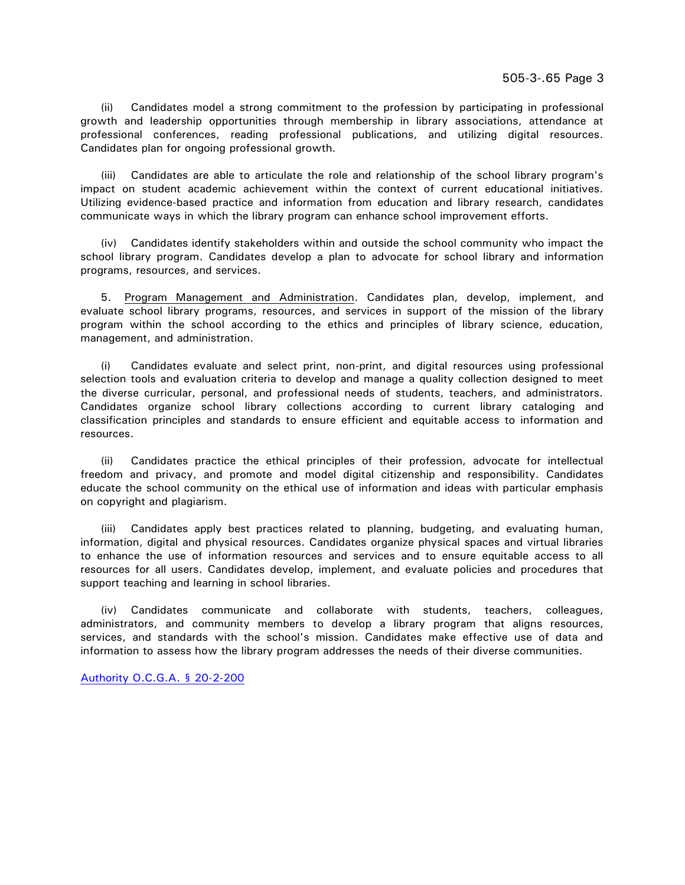(ii) Candidates model a strong commitment to the profession by participating in professional growth and leadership opportunities through membership in library associations, attendance at professional conferences, reading professional publications, and utilizing digital resources. Candidates plan for ongoing professional growth.

(iii) Candidates are able to articulate the role and relationship of the school library program's impact on student academic achievement within the context of current educational initiatives. Utilizing evidence-based practice and information from education and library research, candidates communicate ways in which the library program can enhance school improvement efforts.

(iv) Candidates identify stakeholders within and outside the school community who impact the school library program. Candidates develop a plan to advocate for school library and information programs, resources, and services.

5. Program Management and Administration. Candidates plan, develop, implement, and evaluate school library programs, resources, and services in support of the mission of the library program within the school according to the ethics and principles of library science, education, management, and administration.

(i) Candidates evaluate and select print, non-print, and digital resources using professional selection tools and evaluation criteria to develop and manage a quality collection designed to meet the diverse curricular, personal, and professional needs of students, teachers, and administrators. Candidates organize school library collections according to current library cataloging and classification principles and standards to ensure efficient and equitable access to information and resources.

(ii) Candidates practice the ethical principles of their profession, advocate for intellectual freedom and privacy, and promote and model digital citizenship and responsibility. Candidates educate the school community on the ethical use of information and ideas with particular emphasis on copyright and plagiarism.

(iii) Candidates apply best practices related to planning, budgeting, and evaluating human, information, digital and physical resources. Candidates organize physical spaces and virtual libraries to enhance the use of information resources and services and to ensure equitable access to all resources for all users. Candidates develop, implement, and evaluate policies and procedures that support teaching and learning in school libraries.

(iv) Candidates communicate and collaborate with students, teachers, colleagues, administrators, and community members to develop a library program that aligns resources, services, and standards with the school's mission. Candidates make effective use of data and information to assess how the library program addresses the needs of their diverse communities.

Authority O.C.G.A. § 20-2-200